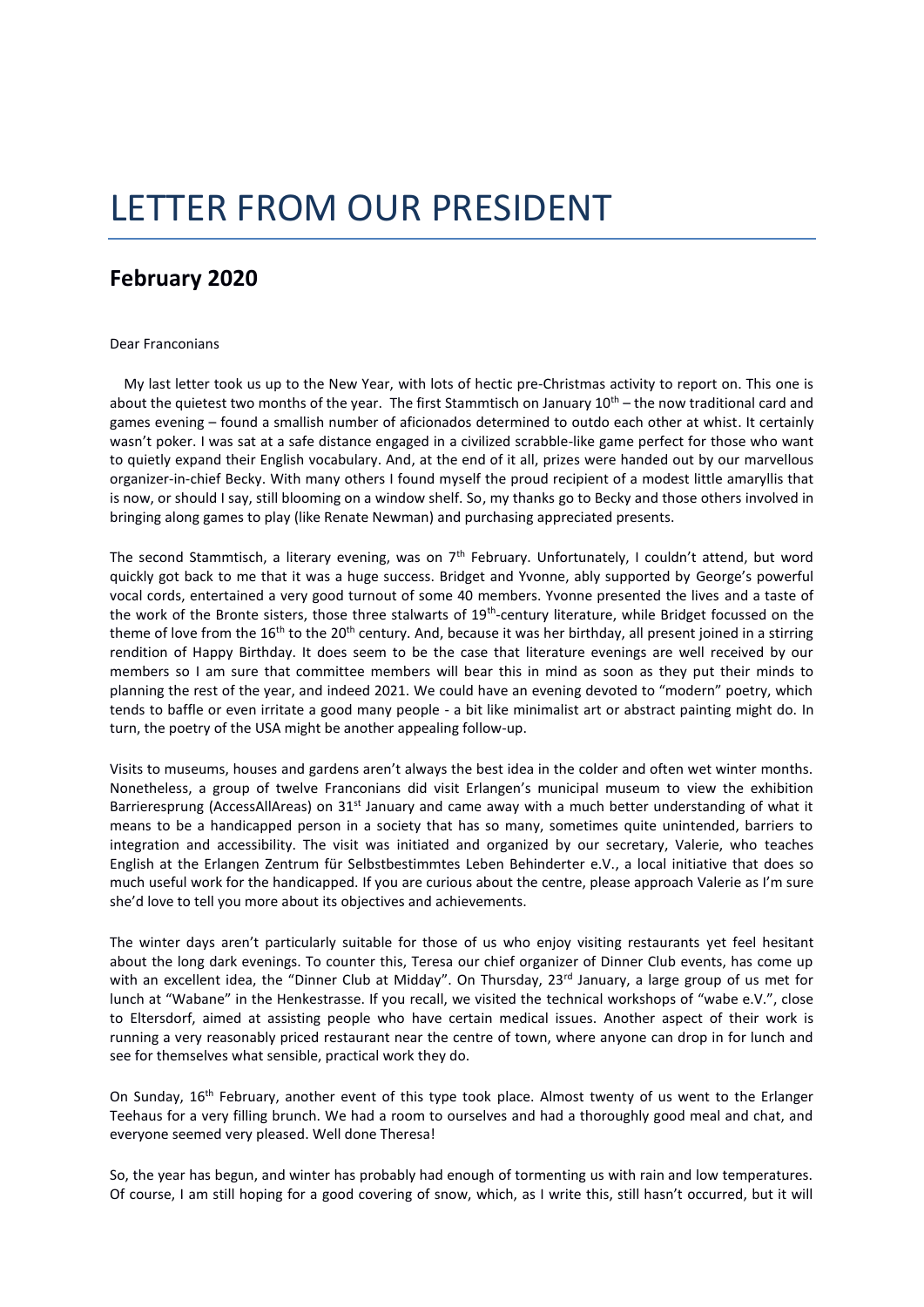# LETTER FROM OUR PRESIDENT

## February 2020

Dear Franconians

My last letter took us up to the New Year, with lots of hectic pre-Christmas activity to report on. This one is about the quietest two months of the year. The first Stammtisch on January 10th – the now traditional card and games evening – found a smallish number of aficionados determined to outdo each other at whist. It certainly wasn't poker. I was sat at a safe distance engaged in a civilized scrabble-like game perfect for those who want to quietly expand their English vocabulary. And, at the end of it all, prizes were handed out by our marvellous organizer-in-chief Becky. With many others I found myself the proud recipient of a modest little amaryllis that is now, or should I say, still blooming on a window shelf. So, my thanks go to Becky and those others involved in bringing along games to play (like Renate Newman) and purchasing appreciated presents.

The second Stammtisch, a literary evening, was on 7th February. Unfortunately, I couldn't attend, but word quickly got back to me that it was a huge success. Bridget and Yvonne, ably supported by George's powerful vocal cords, entertained a very good turnout of some 40 members. Yvonne presented the lives and a taste of the work of the Bronte sisters, those three stalwarts of 19th-century literature, while Bridget focussed on the theme of love from the 16th to the 20th century. And, because it was her birthday, all present joined in a stirring rendition of Happy Birthday. It does seem to be the case that literature evenings are well received by our members so I am sure that committee members will bear this in mind as soon as they put their minds to planning the rest of the year, and indeed 2021. We could have an evening devoted to "modern" poetry, which tends to baffle or even irritate a good many people - a bit like minimalist art or abstract painting might do. In turn, the poetry of the USA might be another appealing follow-up.

Visits to museums, houses and gardens aren't always the best idea in the colder and often wet winter months. Nonetheless, a group of twelve Franconians did visit Erlangen's municipal museum to view the exhibition Barrieresprung (AccessAllAreas) on 31st January and came away with a much better understanding of what it means to be a handicapped person in a society that has so many, sometimes quite unintended, barriers to integration and accessibility. The visit was initiated and organized by our secretary, Valerie, who teaches English at the Erlangen Zentrum für Selbstbestimmtes Leben Behinderter e.V., a local initiative that does so much useful work for the handicapped. If you are curious about the centre, please approach Valerie as I'm sure she'd love to tell you more about its objectives and achievements.

The winter days aren't particularly suitable for those of us who enjoy visiting restaurants yet feel hesitant about the long dark evenings. To counter this, Teresa our chief organizer of Dinner Club events, has come up with an excellent idea, the "Dinner Club at Midday". On Thursday, 23rd January, a large group of us met for lunch at "Wabane" in the Henkestrasse. If you recall, we visited the technical workshops of "wabe e.V.", close to Eltersdorf, aimed at assisting people who have certain medical issues. Another aspect of their work is running a very reasonably priced restaurant near the centre of town, where anyone can drop in for lunch and see for themselves what sensible, practical work they do.

On Sunday, 16th February, another event of this type took place. Almost twenty of us went to the Erlanger Teehaus for a very filling brunch. We had a room to ourselves and had a thoroughly good meal and chat, and everyone seemed very pleased. Well done Theresa!

So, the year has begun, and winter has probably had enough of tormenting us with rain and low temperatures. Of course, I am still hoping for a good covering of snow, which, as I write this, still hasn't occurred, but it will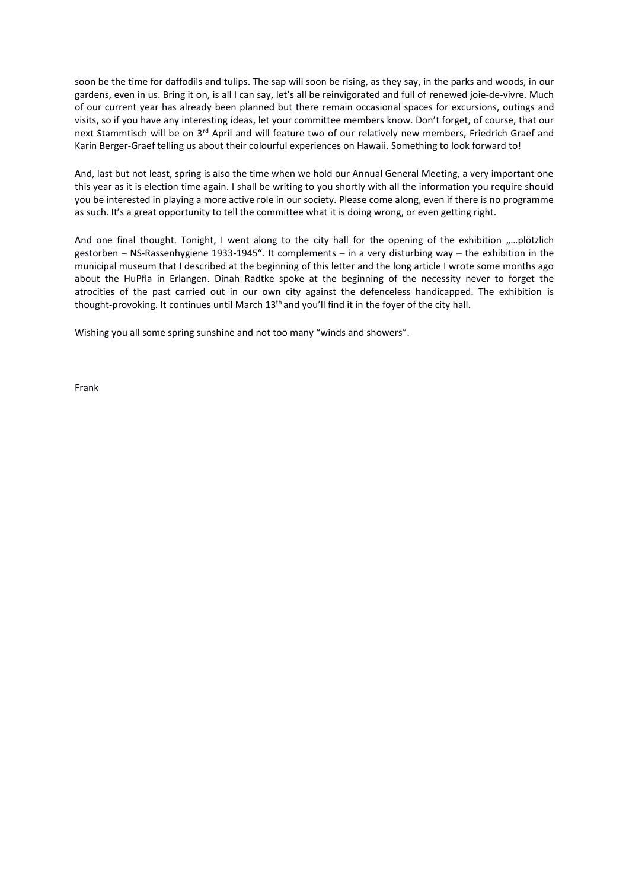soon be the time for daffodils and tulips. The sap will soon be rising, as they say, in the parks and woods, in our gardens, even in us. Bring it on, is all I can say, let's all be reinvigorated and full of renewed joie-de-vivre. Much of our current year has already been planned but there remain occasional spaces for excursions, outings and visits, so if you have any interesting ideas, let your committee members know. Don't forget, of course, that our next Stammtisch will be on 3rd April and will feature two of our relatively new members, Friedrich Graef and Karin Berger-Graef telling us about their colourful experiences on Hawaii. Something to look forward to!

And, last but not least, spring is also the time when we hold our Annual General Meeting, a very important one this year as it is election time again. I shall be writing to you shortly with all the information you require should you be interested in playing a more active role in our society. Please come along, even if there is no programme as such. It's a great opportunity to tell the committee what it is doing wrong, or even getting right.

And one final thought. Tonight, I went along to the city hall for the opening of the exhibition „…plötzlich gestorben – NS-Rassenhygiene 1933-1945". It complements – in a very disturbing way – the exhibition in the municipal museum that I described at the beginning of this letter and the long article I wrote some months ago about the HuPfla in Erlangen. Dinah Radtke spoke at the beginning of the necessity never to forget the atrocities of the past carried out in our own city against the defenceless handicapped. The exhibition is thought-provoking. It continues until March 13th and you'll find it in the foyer of the city hall.

Wishing you all some spring sunshine and not too many "winds and showers".

Frank